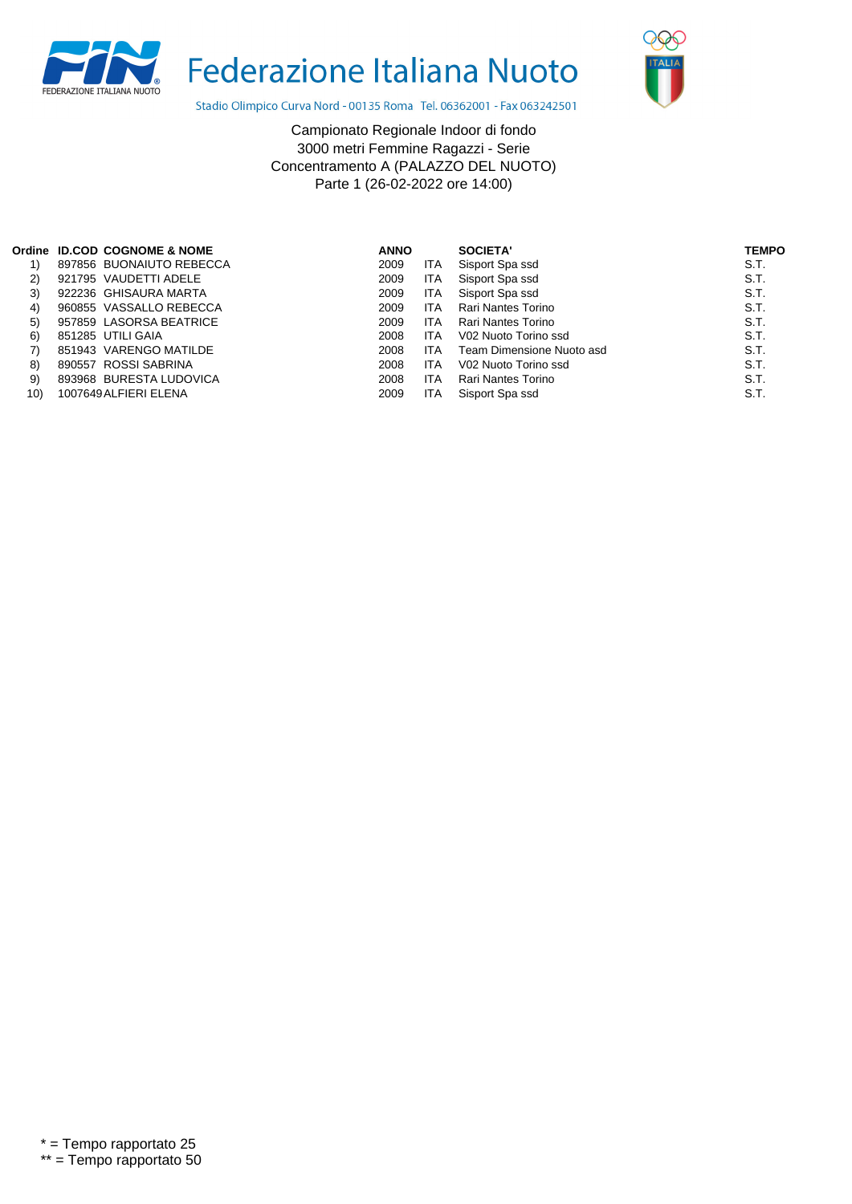# Federazione Italiana Nuoto

Stadio Olimpico Curva Nord - 00135 Roma Tel. 06362001 - Fax 063242501

Campionato Regionale Indoor di fondo
3000 metri Femmine Ragazzi - Serie
Concentramento A (PALAZZO DEL NUOTO)
Parte 1 (26-02-2022 ore 14:00)

| Ordine | ID.COD | COGNOME & NOME | ANNO | | SOCIETA' | TEMPO |
|---|---|---|---|---|---|---|
| 1) | 897856 | BUONAIUTO REBECCA | 2009 | ITA | Sisport Spa ssd | S.T. |
| 2) | 921795 | VAUDETTI ADELE | 2009 | ITA | Sisport Spa ssd | S.T. |
| 3) | 922236 | GHISAURA MARTA | 2009 | ITA | Sisport Spa ssd | S.T. |
| 4) | 960855 | VASSALLO REBECCA | 2009 | ITA | Rari Nantes Torino | S.T. |
| 5) | 957859 | LASORSA BEATRICE | 2009 | ITA | Rari Nantes Torino | S.T. |
| 6) | 851285 | UTILI GAIA | 2008 | ITA | V02 Nuoto Torino ssd | S.T. |
| 7) | 851943 | VARENGO MATILDE | 2008 | ITA | Team Dimensione Nuoto asd | S.T. |
| 8) | 890557 | ROSSI SABRINA | 2008 | ITA | V02 Nuoto Torino ssd | S.T. |
| 9) | 893968 | BURESTA LUDOVICA | 2008 | ITA | Rari Nantes Torino | S.T. |
| 10) | 1007649 | ALFIERI ELENA | 2009 | ITA | Sisport Spa ssd | S.T. |

* = Tempo rapportato 25
** = Tempo rapportato 50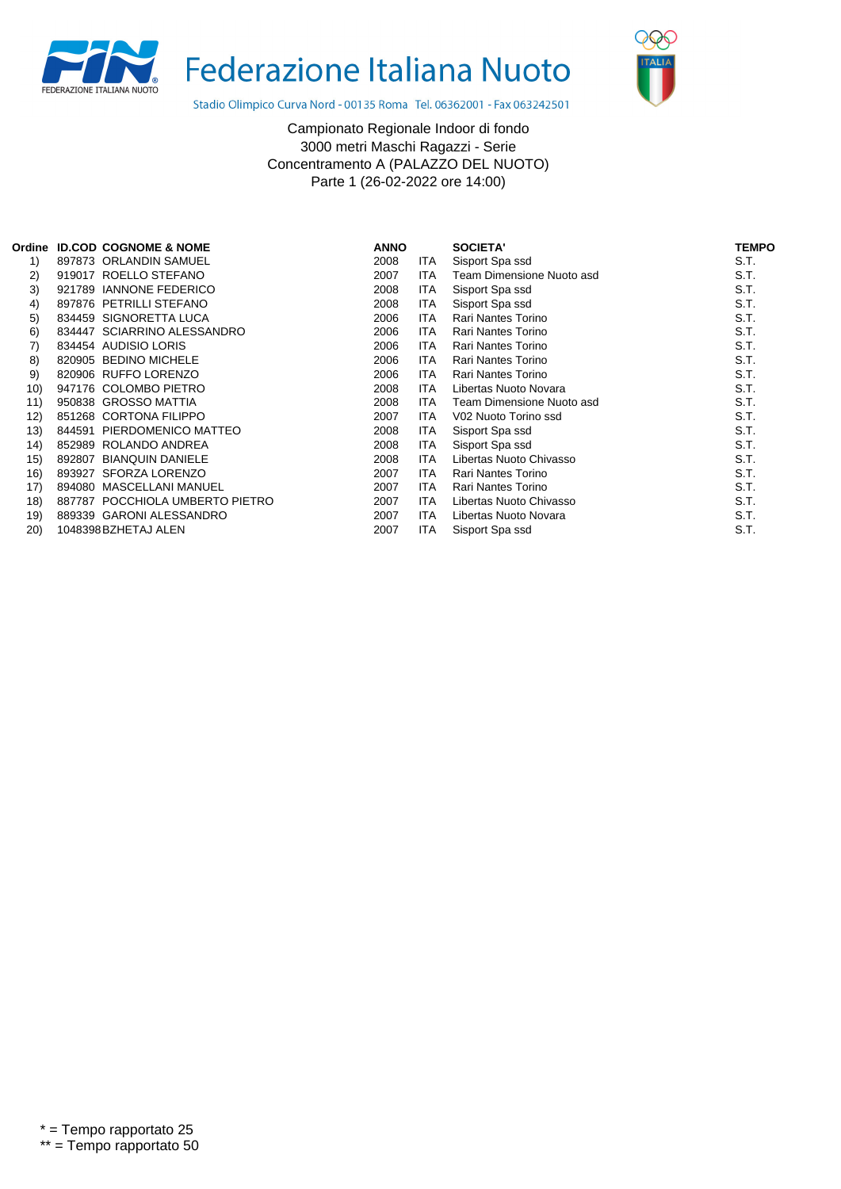Federazione Italiana Nuoto

Stadio Olimpico Curva Nord - 00135 Roma Tel. 06362001 - Fax 063242501

Campionato Regionale Indoor di fondo
3000 metri Maschi Ragazzi - Serie
Concentramento A (PALAZZO DEL NUOTO)
Parte 1 (26-02-2022 ore 14:00)

| Ordine | ID.COD | COGNOME & NOME | ANNO | | SOCIETA' | TEMPO |
|---|---|---|---|---|---|---|
| 1) | 897873 | ORLANDIN SAMUEL | 2008 | ITA | Sisport Spa ssd | S.T. |
| 2) | 919017 | ROELLO STEFANO | 2007 | ITA | Team Dimensione Nuoto asd | S.T. |
| 3) | 921789 | IANNONE FEDERICO | 2008 | ITA | Sisport Spa ssd | S.T. |
| 4) | 897876 | PETRILLI STEFANO | 2008 | ITA | Sisport Spa ssd | S.T. |
| 5) | 834459 | SIGNORETTA LUCA | 2006 | ITA | Rari Nantes Torino | S.T. |
| 6) | 834447 | SCIARRINO ALESSANDRO | 2006 | ITA | Rari Nantes Torino | S.T. |
| 7) | 834454 | AUDISIO LORIS | 2006 | ITA | Rari Nantes Torino | S.T. |
| 8) | 820905 | BEDINO MICHELE | 2006 | ITA | Rari Nantes Torino | S.T. |
| 9) | 820906 | RUFFO LORENZO | 2006 | ITA | Rari Nantes Torino | S.T. |
| 10) | 947176 | COLOMBO PIETRO | 2008 | ITA | Libertas Nuoto Novara | S.T. |
| 11) | 950838 | GROSSO MATTIA | 2008 | ITA | Team Dimensione Nuoto asd | S.T. |
| 12) | 851268 | CORTONA FILIPPO | 2007 | ITA | V02 Nuoto Torino ssd | S.T. |
| 13) | 844591 | PIERDOMENICO MATTEO | 2008 | ITA | Sisport Spa ssd | S.T. |
| 14) | 852989 | ROLANDO ANDREA | 2008 | ITA | Sisport Spa ssd | S.T. |
| 15) | 892807 | BIANQUIN DANIELE | 2008 | ITA | Libertas Nuoto Chivasso | S.T. |
| 16) | 893927 | SFORZA LORENZO | 2007 | ITA | Rari Nantes Torino | S.T. |
| 17) | 894080 | MASCELLANI MANUEL | 2007 | ITA | Rari Nantes Torino | S.T. |
| 18) | 887787 | POCCHIOLA UMBERTO PIETRO | 2007 | ITA | Libertas Nuoto Chivasso | S.T. |
| 19) | 889339 | GARONI ALESSANDRO | 2007 | ITA | Libertas Nuoto Novara | S.T. |
| 20) | 1048398 | BZHETAJ ALEN | 2007 | ITA | Sisport Spa ssd | S.T. |

* = Tempo rapportato 25
** = Tempo rapportato 50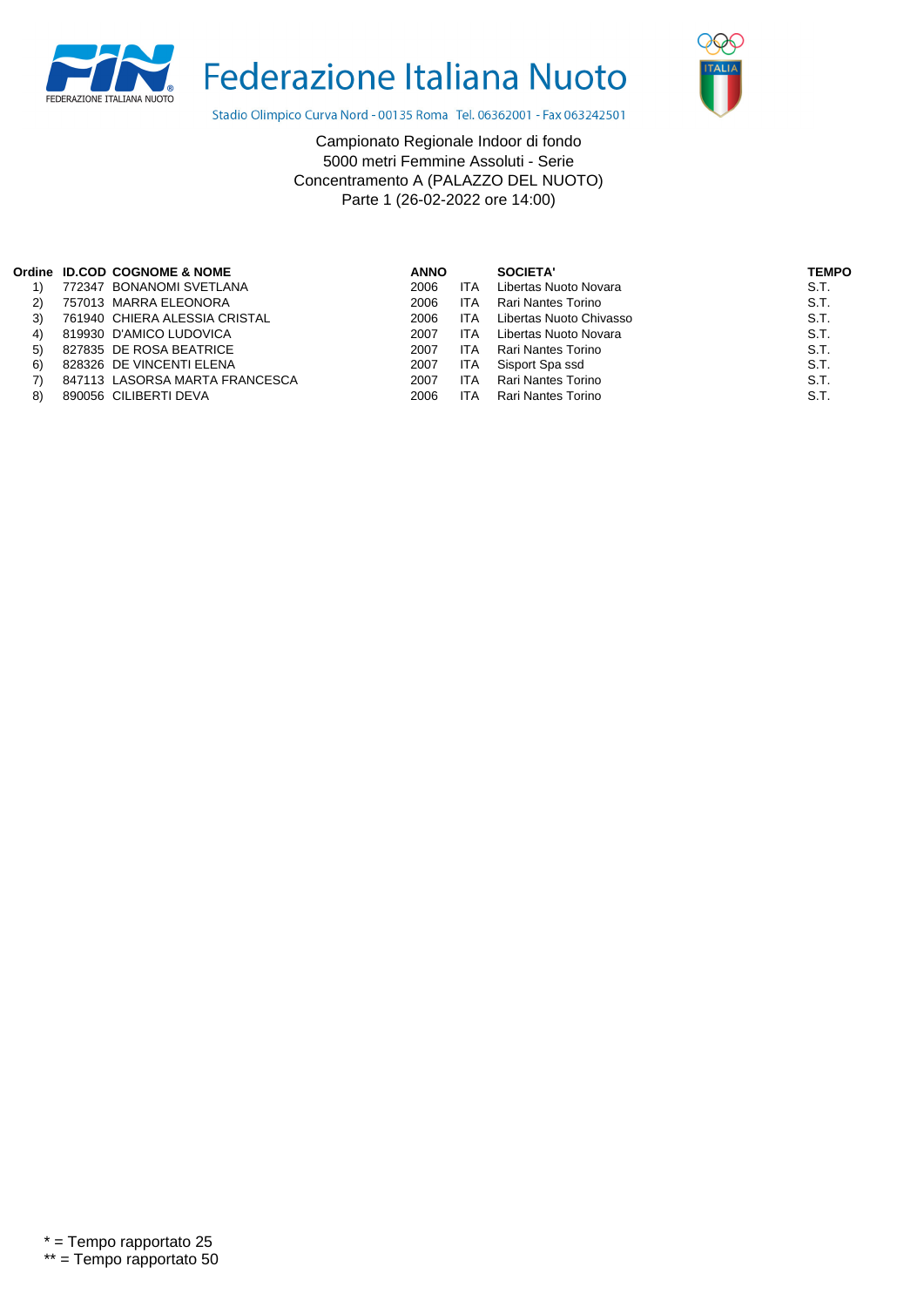Federazione Italiana Nuoto

Stadio Olimpico Curva Nord - 00135 Roma Tel. 06362001 - Fax 063242501

Campionato Regionale Indoor di fondo
5000 metri Femmine Assoluti - Serie
Concentramento A (PALAZZO DEL NUOTO)
Parte 1 (26-02-2022 ore 14:00)

| Ordine | ID.COD | COGNOME & NOME | ANNO | | SOCIETA' | TEMPO |
|---|---|---|---|---|---|---|
| 1) | 772347 | BONANOMI SVETLANA | 2006 | ITA | Libertas Nuoto Novara | S.T. |
| 2) | 757013 | MARRA ELEONORA | 2006 | ITA | Rari Nantes Torino | S.T. |
| 3) | 761940 | CHIERA ALESSIA CRISTAL | 2006 | ITA | Libertas Nuoto Chivasso | S.T. |
| 4) | 819930 | D'AMICO LUDOVICA | 2007 | ITA | Libertas Nuoto Novara | S.T. |
| 5) | 827835 | DE ROSA BEATRICE | 2007 | ITA | Rari Nantes Torino | S.T. |
| 6) | 828326 | DE VINCENTI ELENA | 2007 | ITA | Sisport Spa ssd | S.T. |
| 7) | 847113 | LASORSA MARTA FRANCESCA | 2007 | ITA | Rari Nantes Torino | S.T. |
| 8) | 890056 | CILIBERTI DEVA | 2006 | ITA | Rari Nantes Torino | S.T. |

* = Tempo rapportato 25
** = Tempo rapportato 50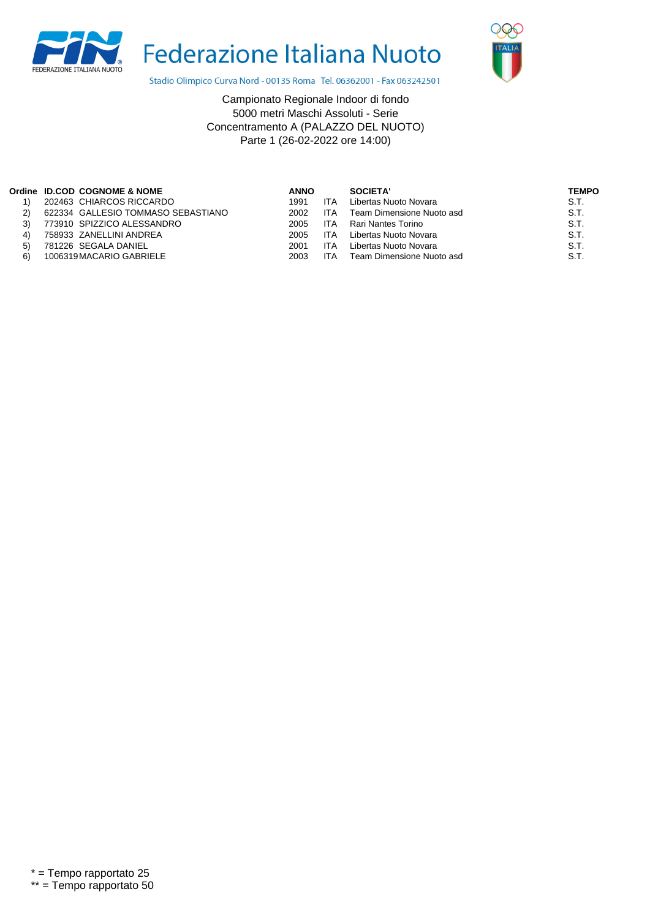# Federazione Italiana Nuoto

Stadio Olimpico Curva Nord - 00135 Roma Tel. 06362001 - Fax 063242501

Campionato Regionale Indoor di fondo
5000 metri Maschi Assoluti - Serie
Concentramento A (PALAZZO DEL NUOTO)
Parte 1 (26-02-2022 ore 14:00)

| Ordine | ID.COD | COGNOME & NOME | ANNO | | SOCIETA' | TEMPO |
|---|---|---|---|---|---|---|
| 1) | 202463 | CHIARCOS RICCARDO | 1991 | ITA | Libertas Nuoto Novara | S.T. |
| 2) | 622334 | GALLESIO TOMMASO SEBASTIANO | 2002 | ITA | Team Dimensione Nuoto asd | S.T. |
| 3) | 773910 | SPIZZICO ALESSANDRO | 2005 | ITA | Rari Nantes Torino | S.T. |
| 4) | 758933 | ZANELLINI ANDREA | 2005 | ITA | Libertas Nuoto Novara | S.T. |
| 5) | 781226 | SEGALA DANIEL | 2001 | ITA | Libertas Nuoto Novara | S.T. |
| 6) | 1006319 | MACARIO GABRIELE | 2003 | ITA | Team Dimensione Nuoto asd | S.T. |

* = Tempo rapportato 25
** = Tempo rapportato 50